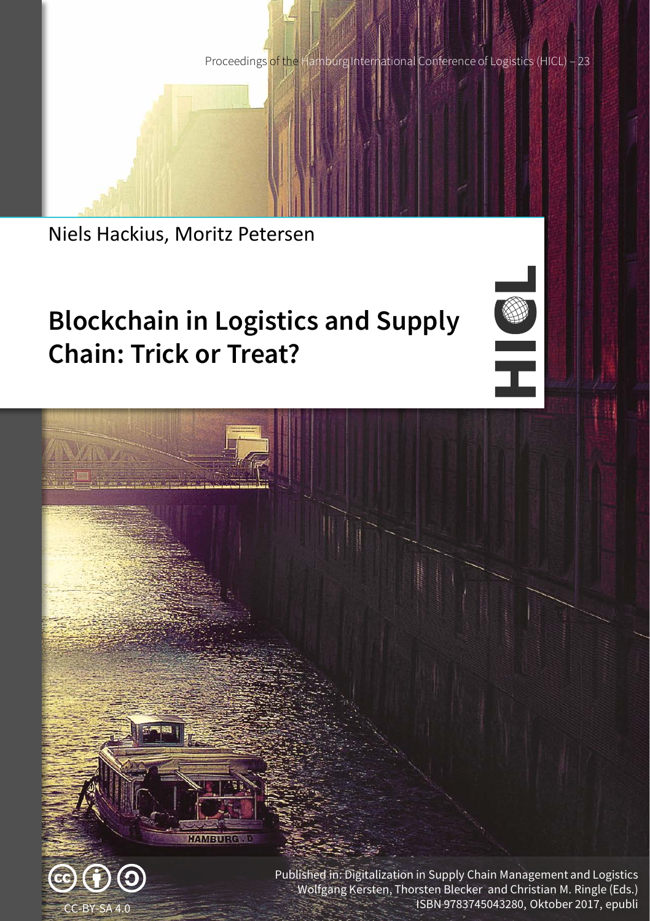Proceedings of the Hamburg International Conference of Logistics (HICL) – 23

Niels Hackius, Moritz Petersen

# Blockchain in Logistics and Supply Chain: Trick or Treat?

Published in: Digitalization in Supply Chain Management and Logistics
Wolfgang Kersten, Thorsten Blecker and Christian M. Ringle (Eds.)
ISBN 9783745043280, Oktober 2017, epubli

CC-BY-SA 4.0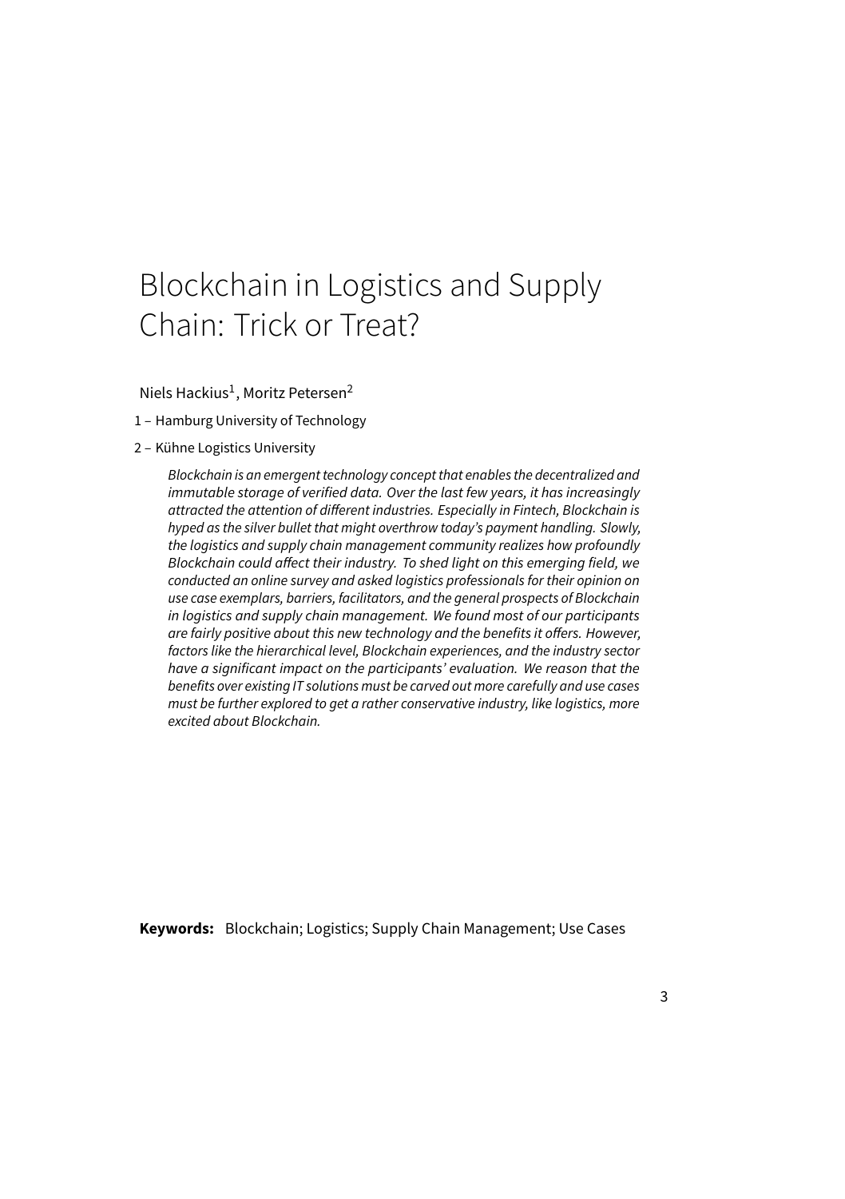# Blockchain in Logistics and Supply Chain: Trick or Treat?

Niels Hackius[1], Moritz Petersen[2]

1 – Hamburg University of Technology

2 – Kühne Logistics University

*Blockchain is an emergent technology concept that enables the decentralized and immutable storage of verified data. Over the last few years, it has increasingly attracted the attention of different industries. Especially in Fintech, Blockchain is hyped as the silver bullet that might overthrow today's payment handling. Slowly, the logistics and supply chain management community realizes how profoundly Blockchain could affect their industry. To shed light on this emerging field, we conducted an online survey and asked logistics professionals for their opinion on use case exemplars, barriers, facilitators, and the general prospects of Blockchain in logistics and supply chain management. We found most of our participants are fairly positive about this new technology and the benefits it offers. However, factors like the hierarchical level, Blockchain experiences, and the industry sector have a significant impact on the participants' evaluation. We reason that the benefits over existing IT solutions must be carved out more carefully and use cases must be further explored to get a rather conservative industry, like logistics, more excited about Blockchain.*

**Keywords:** Blockchain; Logistics; Supply Chain Management; Use Cases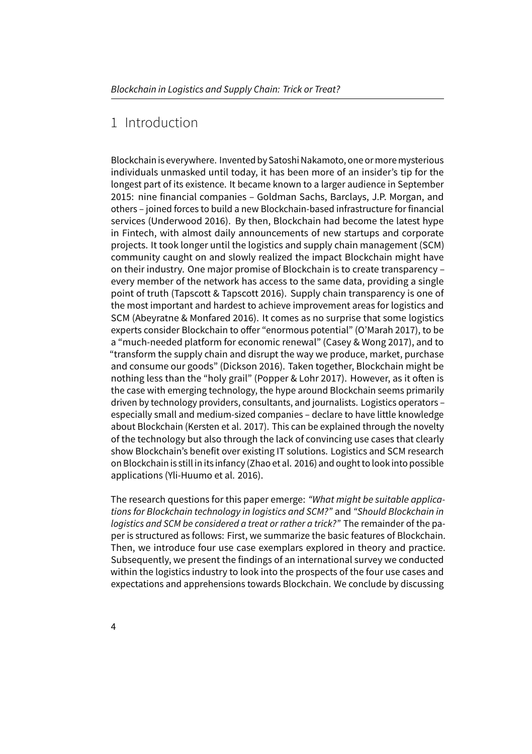# 1 Introduction

Blockchain is everywhere. Invented by Satoshi Nakamoto, one or more mysterious individuals unmasked until today, it has been more of an insider's tip for the longest part of its existence. It became known to a larger audience in September 2015: nine financial companies – Goldman Sachs, Barclays, J.P. Morgan, and others – joined forces to build a new Blockchain-based infrastructure for financial services (Underwood 2016). By then, Blockchain had become the latest hype in Fintech, with almost daily announcements of new startups and corporate projects. It took longer until the logistics and supply chain management (SCM) community caught on and slowly realized the impact Blockchain might have on their industry. One major promise of Blockchain is to create transparency – every member of the network has access to the same data, providing a single point of truth (Tapscott & Tapscott 2016). Supply chain transparency is one of the most important and hardest to achieve improvement areas for logistics and SCM (Abeyratne & Monfared 2016). It comes as no surprise that some logistics experts consider Blockchain to offer "enormous potential" (O'Marah 2017), to be a "much-needed platform for economic renewal" (Casey & Wong 2017), and to "transform the supply chain and disrupt the way we produce, market, purchase and consume our goods" (Dickson 2016). Taken together, Blockchain might be nothing less than the "holy grail" (Popper & Lohr 2017). However, as it often is the case with emerging technology, the hype around Blockchain seems primarily driven by technology providers, consultants, and journalists. Logistics operators – especially small and medium-sized companies – declare to have little knowledge about Blockchain (Kersten et al. 2017). This can be explained through the novelty of the technology but also through the lack of convincing use cases that clearly show Blockchain's benefit over existing IT solutions. Logistics and SCM research on Blockchain is still in its infancy (Zhao et al. 2016) and ought to look into possible applications (Yli-Huumo et al. 2016).

The research questions for this paper emerge: *"What might be suitable applications for Blockchain technology in logistics and SCM?"* and *"Should Blockchain in logistics and SCM be considered a treat or rather a trick?"* The remainder of the paper is structured as follows: First, we summarize the basic features of Blockchain. Then, we introduce four use case exemplars explored in theory and practice. Subsequently, we present the findings of an international survey we conducted within the logistics industry to look into the prospects of the four use cases and expectations and apprehensions towards Blockchain. We conclude by discussing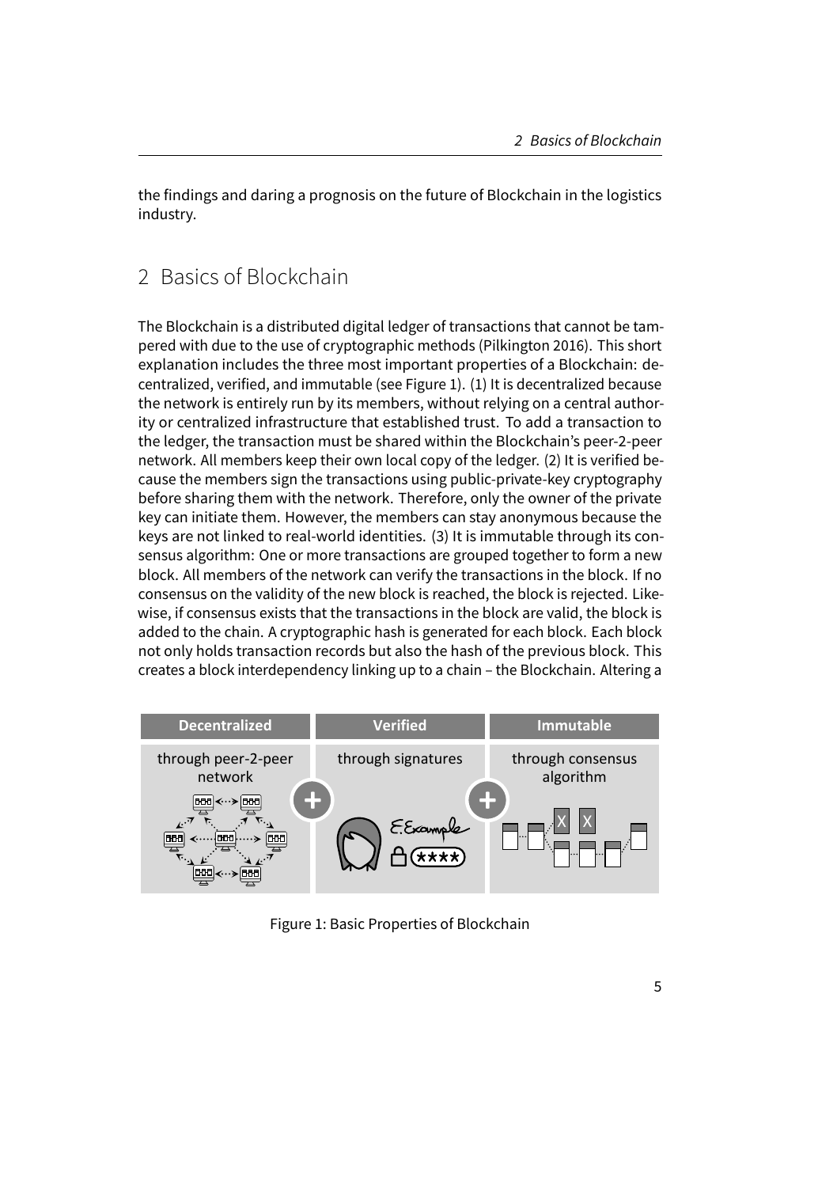the findings and daring a prognosis on the future of Blockchain in the logistics industry.

## 2 Basics of Blockchain

The Blockchain is a distributed digital ledger of transactions that cannot be tampered with due to the use of cryptographic methods (Pilkington 2016). This short explanation includes the three most important properties of a Blockchain: decentralized, verified, and immutable (see Figure 1). (1) It is decentralized because the network is entirely run by its members, without relying on a central authority or centralized infrastructure that established trust. To add a transaction to the ledger, the transaction must be shared within the Blockchain's peer-2-peer network. All members keep their own local copy of the ledger. (2) It is verified because the members sign the transactions using public-private-key cryptography before sharing them with the network. Therefore, only the owner of the private key can initiate them. However, the members can stay anonymous because the keys are not linked to real-world identities. (3) It is immutable through its consensus algorithm: One or more transactions are grouped together to form a new block. All members of the network can verify the transactions in the block. If no consensus on the validity of the new block is reached, the block is rejected. Likewise, if consensus exists that the transactions in the block are valid, the block is added to the chain. A cryptographic hash is generated for each block. Each block not only holds transaction records but also the hash of the previous block. This creates a block interdependency linking up to a chain – the Blockchain. Altering a

| Decentralized | Verified | Immutable |
| --- | --- | --- |
| through peer-2-peer network | through signatures | through consensus algorithm |

Figure 1: Basic Properties of Blockchain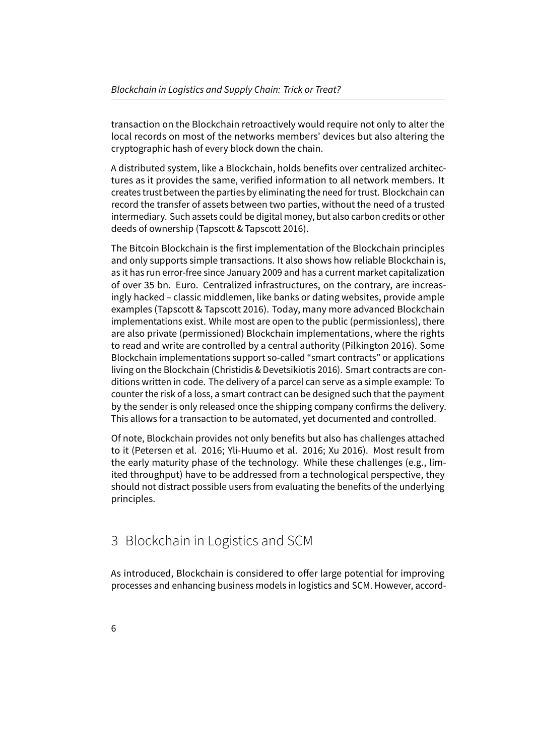transaction on the Blockchain retroactively would require not only to alter the local records on most of the networks members' devices but also altering the cryptographic hash of every block down the chain.

A distributed system, like a Blockchain, holds benefits over centralized architectures as it provides the same, verified information to all network members. It creates trust between the parties by eliminating the need for trust. Blockchain can record the transfer of assets between two parties, without the need of a trusted intermediary. Such assets could be digital money, but also carbon credits or other deeds of ownership (Tapscott & Tapscott 2016).

The Bitcoin Blockchain is the first implementation of the Blockchain principles and only supports simple transactions. It also shows how reliable Blockchain is, as it has run error-free since January 2009 and has a current market capitalization of over 35 bn. Euro. Centralized infrastructures, on the contrary, are increasingly hacked – classic middlemen, like banks or dating websites, provide ample examples (Tapscott & Tapscott 2016). Today, many more advanced Blockchain implementations exist. While most are open to the public (permissionless), there are also private (permissioned) Blockchain implementations, where the rights to read and write are controlled by a central authority (Pilkington 2016). Some Blockchain implementations support so-called "smart contracts" or applications living on the Blockchain (Christidis & Devetsikiotis 2016). Smart contracts are conditions written in code. The delivery of a parcel can serve as a simple example: To counter the risk of a loss, a smart contract can be designed such that the payment by the sender is only released once the shipping company confirms the delivery. This allows for a transaction to be automated, yet documented and controlled.

Of note, Blockchain provides not only benefits but also has challenges attached to it (Petersen et al. 2016; Yli-Huumo et al. 2016; Xu 2016). Most result from the early maturity phase of the technology. While these challenges (e.g., limited throughput) have to be addressed from a technological perspective, they should not distract possible users from evaluating the benefits of the underlying principles.

## 3 Blockchain in Logistics and SCM

As introduced, Blockchain is considered to offer large potential for improving processes and enhancing business models in logistics and SCM. However, accord-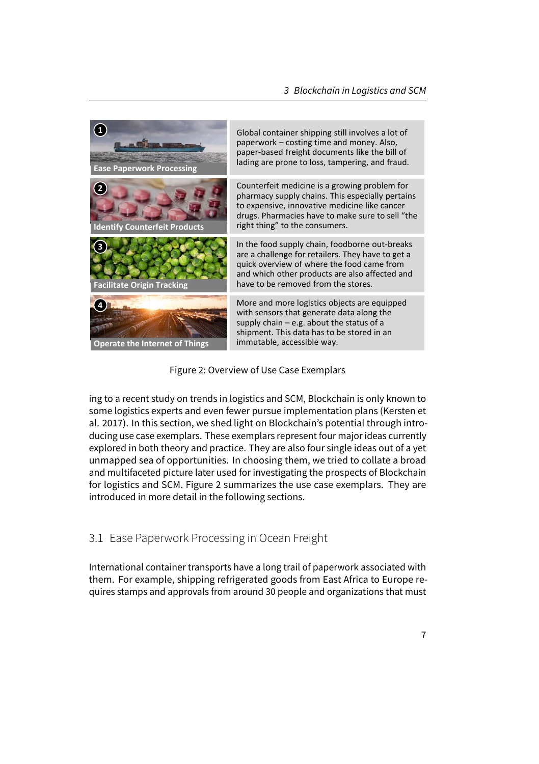| | |
|---|---|
| **1** Ease Paperwork Processing | Global container shipping still involves a lot of paperwork – costing time and money. Also, paper-based freight documents like the bill of lading are prone to loss, tampering, and fraud. |
| **2** Identify Counterfeit Products | Counterfeit medicine is a growing problem for pharmacy supply chains. This especially pertains to expensive, innovative medicine like cancer drugs. Pharmacies have to make sure to sell "the right thing" to the consumers. |
| **3** Facilitate Origin Tracking | In the food supply chain, foodborne out-breaks are a challenge for retailers. They have to get a quick overview of where the food came from and which other products are also affected and have to be removed from the stores. |
| **4** Operate the Internet of Things | More and more logistics objects are equipped with sensors that generate data along the supply chain – e.g. about the status of a shipment. This data has to be stored in an immutable, accessible way. |

Figure 2: Overview of Use Case Exemplars

ing to a recent study on trends in logistics and SCM, Blockchain is only known to some logistics experts and even fewer pursue implementation plans (Kersten et al. 2017). In this section, we shed light on Blockchain's potential through introducing use case exemplars. These exemplars represent four major ideas currently explored in both theory and practice. They are also four single ideas out of a yet unmapped sea of opportunities. In choosing them, we tried to collate a broad and multifaceted picture later used for investigating the prospects of Blockchain for logistics and SCM. Figure 2 summarizes the use case exemplars. They are introduced in more detail in the following sections.

## 3.1 Ease Paperwork Processing in Ocean Freight

International container transports have a long trail of paperwork associated with them. For example, shipping refrigerated goods from East Africa to Europe requires stamps and approvals from around 30 people and organizations that must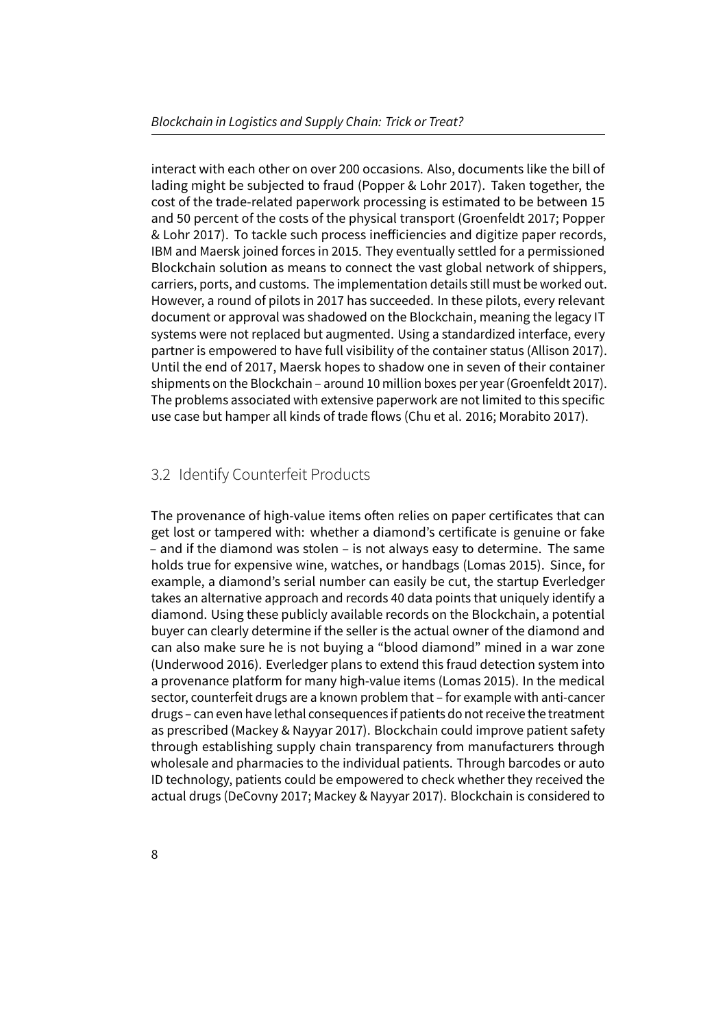interact with each other on over 200 occasions. Also, documents like the bill of lading might be subjected to fraud (Popper & Lohr 2017). Taken together, the cost of the trade-related paperwork processing is estimated to be between 15 and 50 percent of the costs of the physical transport (Groenfeldt 2017; Popper & Lohr 2017). To tackle such process inefficiencies and digitize paper records, IBM and Maersk joined forces in 2015. They eventually settled for a permissioned Blockchain solution as means to connect the vast global network of shippers, carriers, ports, and customs. The implementation details still must be worked out. However, a round of pilots in 2017 has succeeded. In these pilots, every relevant document or approval was shadowed on the Blockchain, meaning the legacy IT systems were not replaced but augmented. Using a standardized interface, every partner is empowered to have full visibility of the container status (Allison 2017). Until the end of 2017, Maersk hopes to shadow one in seven of their container shipments on the Blockchain – around 10 million boxes per year (Groenfeldt 2017). The problems associated with extensive paperwork are not limited to this specific use case but hamper all kinds of trade flows (Chu et al. 2016; Morabito 2017).

## 3.2 Identify Counterfeit Products

The provenance of high-value items often relies on paper certificates that can get lost or tampered with: whether a diamond's certificate is genuine or fake – and if the diamond was stolen – is not always easy to determine. The same holds true for expensive wine, watches, or handbags (Lomas 2015). Since, for example, a diamond's serial number can easily be cut, the startup Everledger takes an alternative approach and records 40 data points that uniquely identify a diamond. Using these publicly available records on the Blockchain, a potential buyer can clearly determine if the seller is the actual owner of the diamond and can also make sure he is not buying a "blood diamond" mined in a war zone (Underwood 2016). Everledger plans to extend this fraud detection system into a provenance platform for many high-value items (Lomas 2015). In the medical sector, counterfeit drugs are a known problem that – for example with anti-cancer drugs – can even have lethal consequences if patients do not receive the treatment as prescribed (Mackey & Nayyar 2017). Blockchain could improve patient safety through establishing supply chain transparency from manufacturers through wholesale and pharmacies to the individual patients. Through barcodes or auto ID technology, patients could be empowered to check whether they received the actual drugs (DeCovny 2017; Mackey & Nayyar 2017). Blockchain is considered to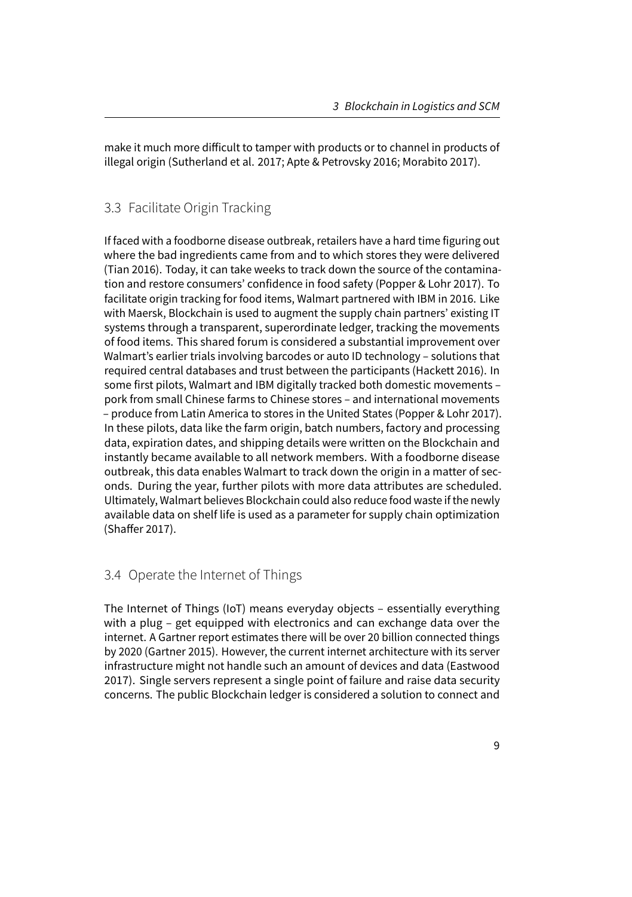make it much more difficult to tamper with products or to channel in products of illegal origin (Sutherland et al. 2017; Apte & Petrovsky 2016; Morabito 2017).

## 3.3 Facilitate Origin Tracking

If faced with a foodborne disease outbreak, retailers have a hard time figuring out where the bad ingredients came from and to which stores they were delivered (Tian 2016). Today, it can take weeks to track down the source of the contamination and restore consumers' confidence in food safety (Popper & Lohr 2017). To facilitate origin tracking for food items, Walmart partnered with IBM in 2016. Like with Maersk, Blockchain is used to augment the supply chain partners' existing IT systems through a transparent, superordinate ledger, tracking the movements of food items. This shared forum is considered a substantial improvement over Walmart's earlier trials involving barcodes or auto ID technology – solutions that required central databases and trust between the participants (Hackett 2016). In some first pilots, Walmart and IBM digitally tracked both domestic movements – pork from small Chinese farms to Chinese stores – and international movements – produce from Latin America to stores in the United States (Popper & Lohr 2017). In these pilots, data like the farm origin, batch numbers, factory and processing data, expiration dates, and shipping details were written on the Blockchain and instantly became available to all network members. With a foodborne disease outbreak, this data enables Walmart to track down the origin in a matter of seconds. During the year, further pilots with more data attributes are scheduled. Ultimately, Walmart believes Blockchain could also reduce food waste if the newly available data on shelf life is used as a parameter for supply chain optimization (Shaffer 2017).

## 3.4 Operate the Internet of Things

The Internet of Things (IoT) means everyday objects – essentially everything with a plug – get equipped with electronics and can exchange data over the internet. A Gartner report estimates there will be over 20 billion connected things by 2020 (Gartner 2015). However, the current internet architecture with its server infrastructure might not handle such an amount of devices and data (Eastwood 2017). Single servers represent a single point of failure and raise data security concerns. The public Blockchain ledger is considered a solution to connect and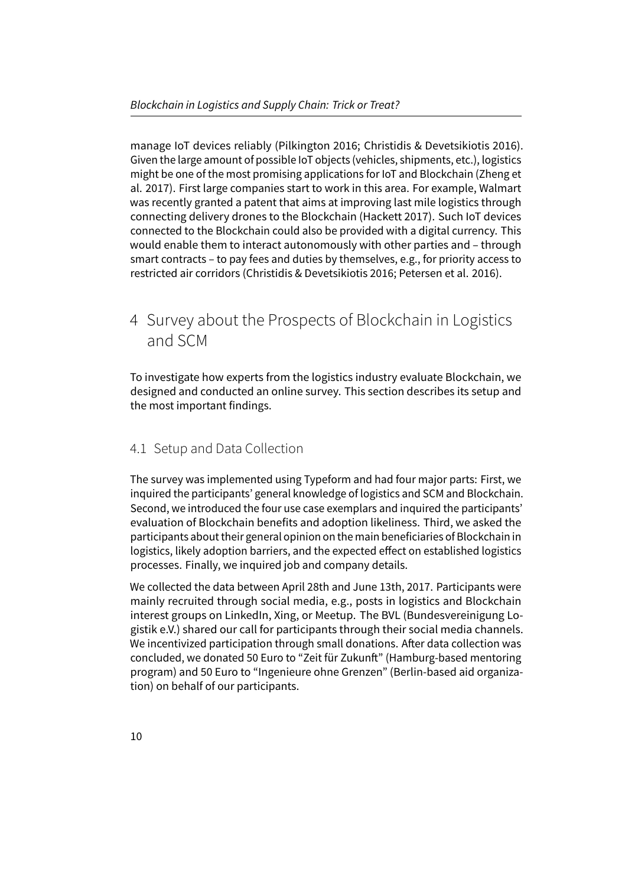manage IoT devices reliably (Pilkington 2016; Christidis & Devetsikiotis 2016). Given the large amount of possible IoT objects (vehicles, shipments, etc.), logistics might be one of the most promising applications for IoT and Blockchain (Zheng et al. 2017). First large companies start to work in this area. For example, Walmart was recently granted a patent that aims at improving last mile logistics through connecting delivery drones to the Blockchain (Hackett 2017). Such IoT devices connected to the Blockchain could also be provided with a digital currency. This would enable them to interact autonomously with other parties and – through smart contracts – to pay fees and duties by themselves, e.g., for priority access to restricted air corridors (Christidis & Devetsikiotis 2016; Petersen et al. 2016).

# 4 Survey about the Prospects of Blockchain in Logistics and SCM

To investigate how experts from the logistics industry evaluate Blockchain, we designed and conducted an online survey. This section describes its setup and the most important findings.

## 4.1 Setup and Data Collection

The survey was implemented using Typeform and had four major parts: First, we inquired the participants' general knowledge of logistics and SCM and Blockchain. Second, we introduced the four use case exemplars and inquired the participants' evaluation of Blockchain benefits and adoption likeliness. Third, we asked the participants about their general opinion on the main beneficiaries of Blockchain in logistics, likely adoption barriers, and the expected effect on established logistics processes. Finally, we inquired job and company details.

We collected the data between April 28th and June 13th, 2017. Participants were mainly recruited through social media, e.g., posts in logistics and Blockchain interest groups on LinkedIn, Xing, or Meetup. The BVL (Bundesvereinigung Logistik e.V.) shared our call for participants through their social media channels. We incentivized participation through small donations. After data collection was concluded, we donated 50 Euro to "Zeit für Zukunft" (Hamburg-based mentoring program) and 50 Euro to "Ingenieure ohne Grenzen" (Berlin-based aid organization) on behalf of our participants.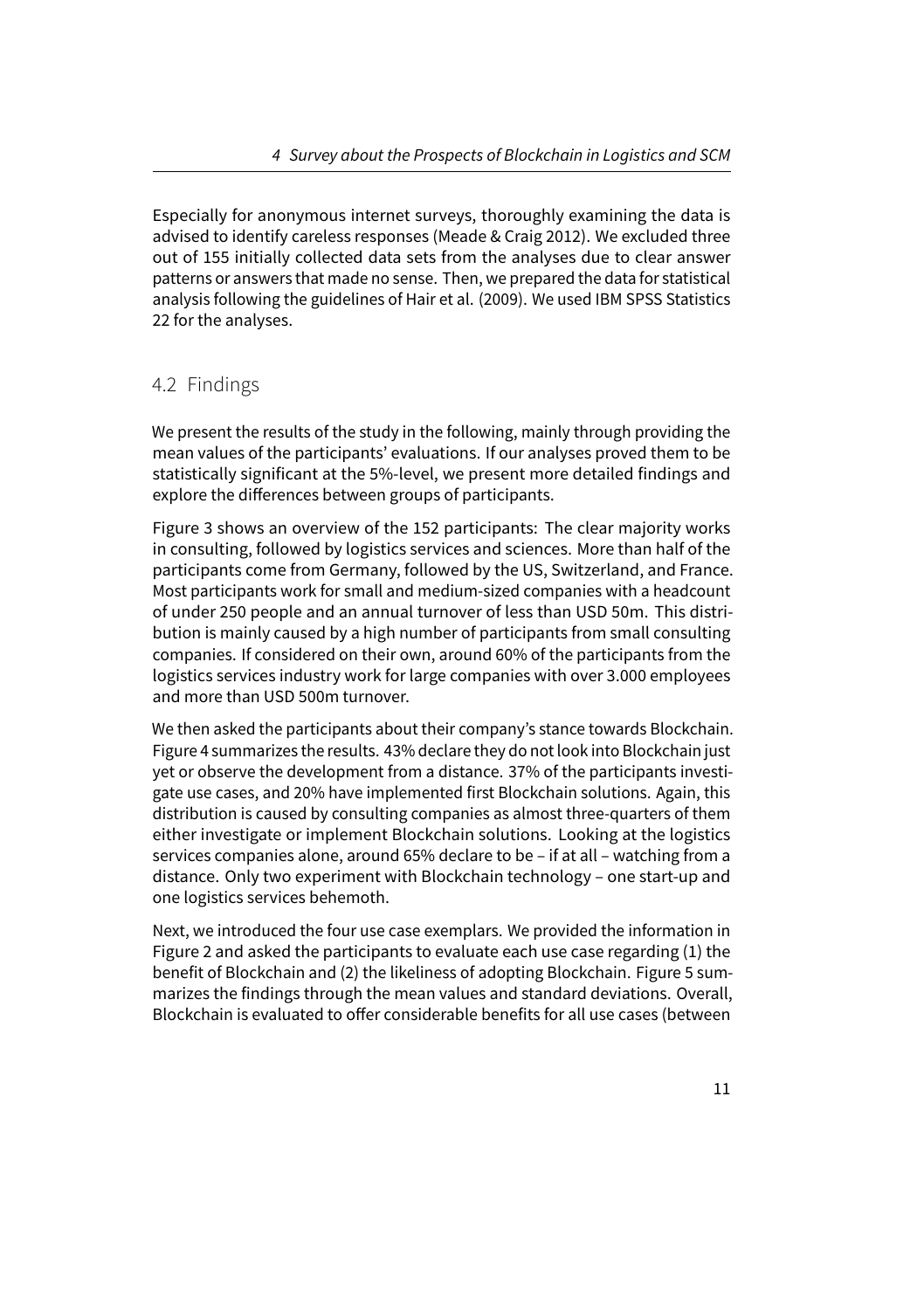Especially for anonymous internet surveys, thoroughly examining the data is advised to identify careless responses (Meade & Craig 2012). We excluded three out of 155 initially collected data sets from the analyses due to clear answer patterns or answers that made no sense. Then, we prepared the data for statistical analysis following the guidelines of Hair et al. (2009). We used IBM SPSS Statistics 22 for the analyses.

## 4.2 Findings

We present the results of the study in the following, mainly through providing the mean values of the participants' evaluations. If our analyses proved them to be statistically significant at the 5%-level, we present more detailed findings and explore the differences between groups of participants.

Figure 3 shows an overview of the 152 participants: The clear majority works in consulting, followed by logistics services and sciences. More than half of the participants come from Germany, followed by the US, Switzerland, and France. Most participants work for small and medium-sized companies with a headcount of under 250 people and an annual turnover of less than USD 50m. This distribution is mainly caused by a high number of participants from small consulting companies. If considered on their own, around 60% of the participants from the logistics services industry work for large companies with over 3.000 employees and more than USD 500m turnover.

We then asked the participants about their company's stance towards Blockchain. Figure 4 summarizes the results. 43% declare they do not look into Blockchain just yet or observe the development from a distance. 37% of the participants investigate use cases, and 20% have implemented first Blockchain solutions. Again, this distribution is caused by consulting companies as almost three-quarters of them either investigate or implement Blockchain solutions. Looking at the logistics services companies alone, around 65% declare to be – if at all – watching from a distance. Only two experiment with Blockchain technology – one start-up and one logistics services behemoth.

Next, we introduced the four use case exemplars. We provided the information in Figure 2 and asked the participants to evaluate each use case regarding (1) the benefit of Blockchain and (2) the likeliness of adopting Blockchain. Figure 5 summarizes the findings through the mean values and standard deviations. Overall, Blockchain is evaluated to offer considerable benefits for all use cases (between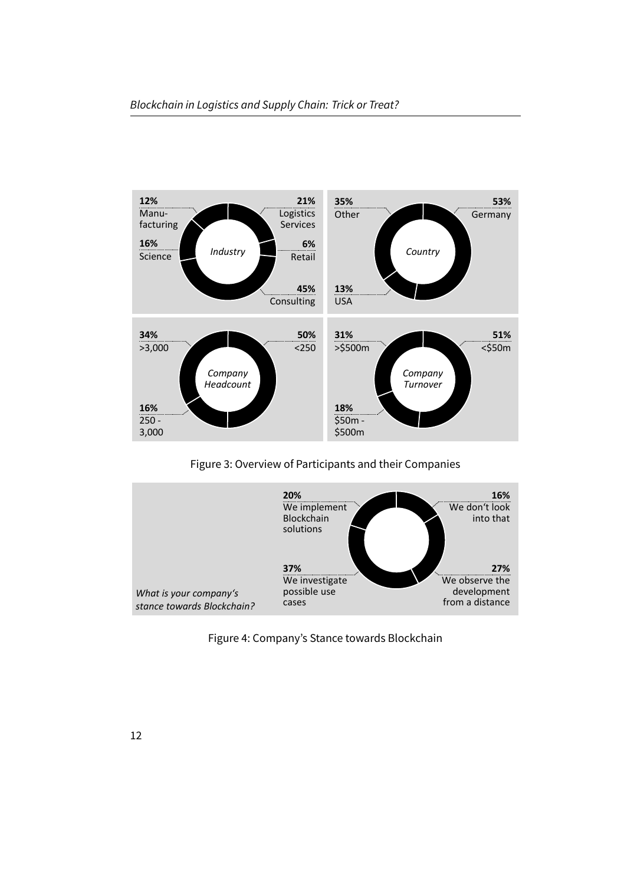| Industry | |
| --- | --- |
| Logistics Services | 21% |
| Retail | 6% |
| Consulting | 45% |
| Science | 16% |
| Manufacturing | 12% |

| Country | |
| --- | --- |
| Germany | 53% |
| USA | 13% |
| Other | 35% |

| Company Headcount | |
| --- | --- |
| <250 | 50% |
| 250 - 3,000 | 16% |
| >3,000 | 34% |

| Company Turnover | |
| --- | --- |
| <$50m | 51% |
| $50m - $500m | 18% |
| >$500m | 31% |

Figure 3: Overview of Participants and their Companies

*What is your company's stance towards Blockchain?*

| Stance | |
| --- | --- |
| We don't look into that | 16% |
| We observe the development from a distance | 27% |
| We investigate possible use cases | 37% |
| We implement Blockchain solutions | 20% |

Figure 4: Company's Stance towards Blockchain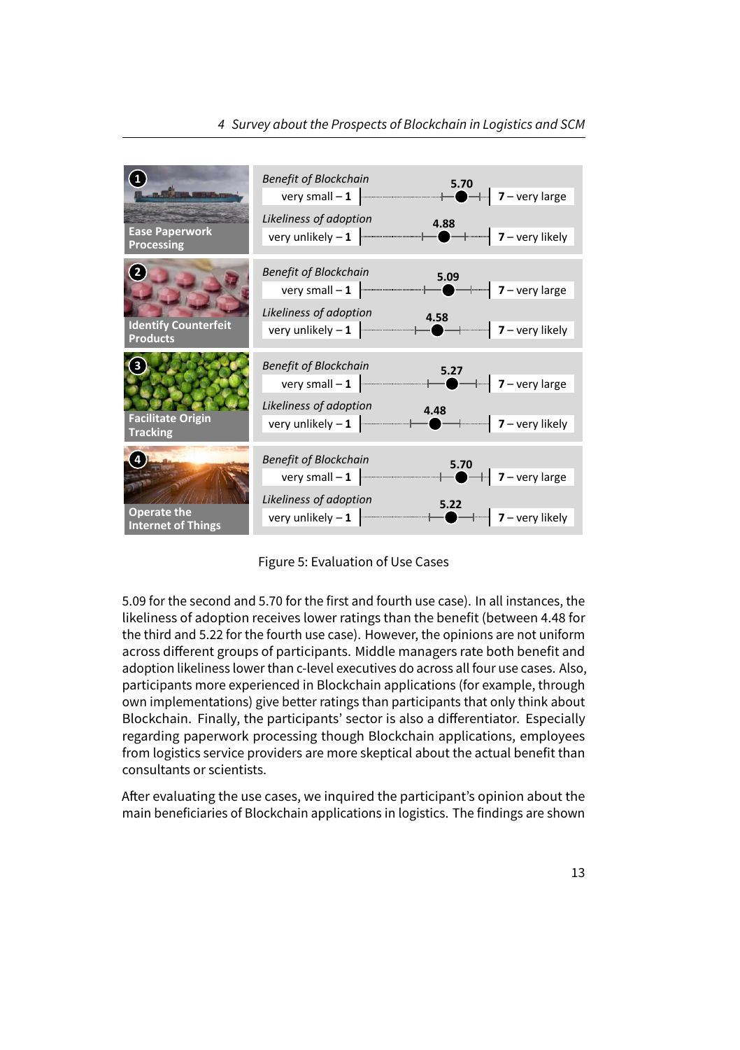| Use Case | Benefit of Blockchain (1 – very small, 7 – very large) | Likelihood of adoption (1 – very unlikely, 7 – very likely) |
|---|---|---|
| 1 Ease Paperwork Processing | 5.70 | 4.88 |
| 2 Identify Counterfeit Products | 5.09 | 4.58 |
| 3 Facilitate Origin Tracking | 5.27 | 4.48 |
| 4 Operate the Internet of Things | 5.70 | 5.22 |

Figure 5: Evaluation of Use Cases

5.09 for the second and 5.70 for the first and fourth use case). In all instances, the likeliness of adoption receives lower ratings than the benefit (between 4.48 for the third and 5.22 for the fourth use case). However, the opinions are not uniform across different groups of participants. Middle managers rate both benefit and adoption likeliness lower than c-level executives do across all four use cases. Also, participants more experienced in Blockchain applications (for example, through own implementations) give better ratings than participants that only think about Blockchain. Finally, the participants' sector is also a differentiator. Especially regarding paperwork processing though Blockchain applications, employees from logistics service providers are more skeptical about the actual benefit than consultants or scientists.

After evaluating the use cases, we inquired the participant's opinion about the main beneficiaries of Blockchain applications in logistics. The findings are shown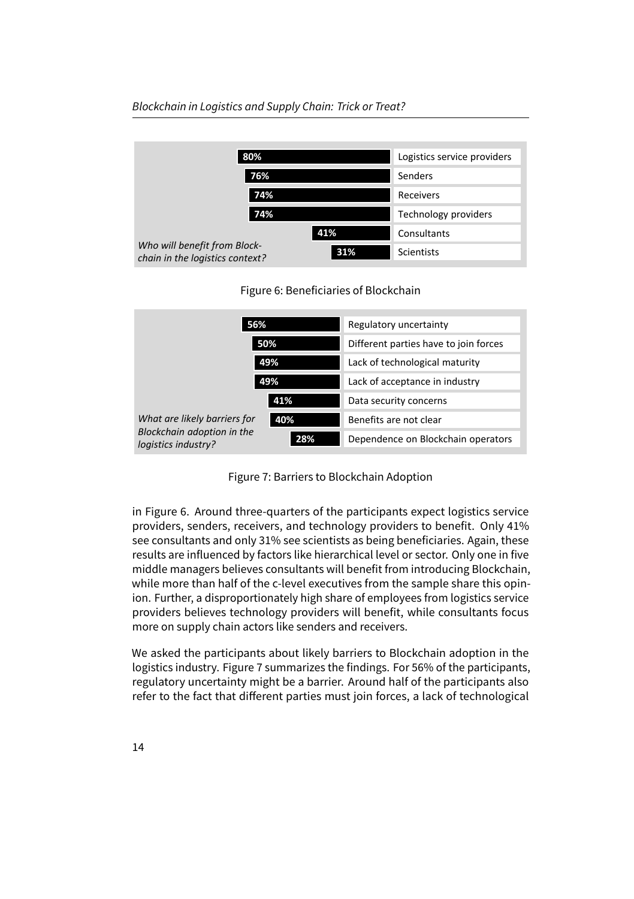| Who will benefit from Blockchain in the logistics context? | |
|---|---|
| 80% | Logistics service providers |
| 76% | Senders |
| 74% | Receivers |
| 74% | Technology providers |
| 41% | Consultants |
| 31% | Scientists |

Figure 6: Beneficiaries of Blockchain

| What are likely barriers for Blockchain adoption in the logistics industry? | |
|---|---|
| 56% | Regulatory uncertainty |
| 50% | Different parties have to join forces |
| 49% | Lack of technological maturity |
| 49% | Lack of acceptance in industry |
| 41% | Data security concerns |
| 40% | Benefits are not clear |
| 28% | Dependence on Blockchain operators |

Figure 7: Barriers to Blockchain Adoption

in Figure 6. Around three-quarters of the participants expect logistics service providers, senders, receivers, and technology providers to benefit. Only 41% see consultants and only 31% see scientists as being beneficiaries. Again, these results are influenced by factors like hierarchical level or sector. Only one in five middle managers believes consultants will benefit from introducing Blockchain, while more than half of the c-level executives from the sample share this opinion. Further, a disproportionately high share of employees from logistics service providers believes technology providers will benefit, while consultants focus more on supply chain actors like senders and receivers.

We asked the participants about likely barriers to Blockchain adoption in the logistics industry. Figure 7 summarizes the findings. For 56% of the participants, regulatory uncertainty might be a barrier. Around half of the participants also refer to the fact that different parties must join forces, a lack of technological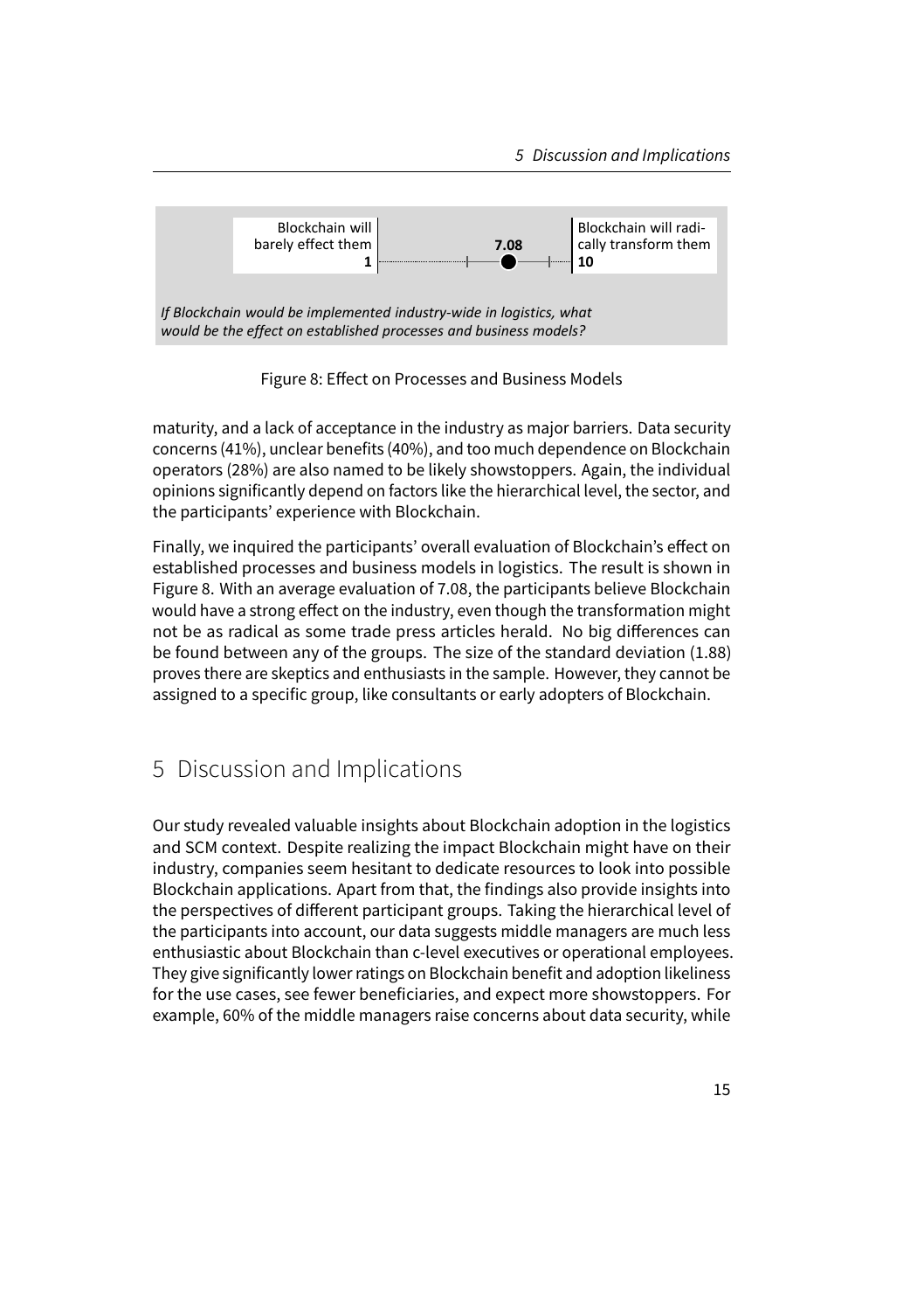Blockchain will barely effect them **1**

**7.08**

Blockchain will radically transform them **10**

*If Blockchain would be implemented industry-wide in logistics, what would be the effect on established processes and business models?*

Figure 8: Effect on Processes and Business Models

maturity, and a lack of acceptance in the industry as major barriers. Data security concerns (41%), unclear benefits (40%), and too much dependence on Blockchain operators (28%) are also named to be likely showstoppers. Again, the individual opinions significantly depend on factors like the hierarchical level, the sector, and the participants' experience with Blockchain.

Finally, we inquired the participants' overall evaluation of Blockchain's effect on established processes and business models in logistics. The result is shown in Figure 8. With an average evaluation of 7.08, the participants believe Blockchain would have a strong effect on the industry, even though the transformation might not be as radical as some trade press articles herald. No big differences can be found between any of the groups. The size of the standard deviation (1.88) proves there are skeptics and enthusiasts in the sample. However, they cannot be assigned to a specific group, like consultants or early adopters of Blockchain.

# 5 Discussion and Implications

Our study revealed valuable insights about Blockchain adoption in the logistics and SCM context. Despite realizing the impact Blockchain might have on their industry, companies seem hesitant to dedicate resources to look into possible Blockchain applications. Apart from that, the findings also provide insights into the perspectives of different participant groups. Taking the hierarchical level of the participants into account, our data suggests middle managers are much less enthusiastic about Blockchain than c-level executives or operational employees. They give significantly lower ratings on Blockchain benefit and adoption likeliness for the use cases, see fewer beneficiaries, and expect more showstoppers. For example, 60% of the middle managers raise concerns about data security, while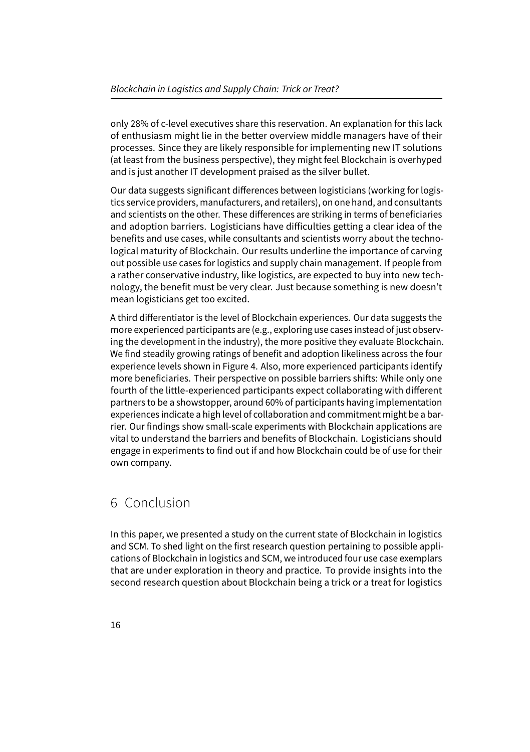only 28% of c-level executives share this reservation. An explanation for this lack of enthusiasm might lie in the better overview middle managers have of their processes. Since they are likely responsible for implementing new IT solutions (at least from the business perspective), they might feel Blockchain is overhyped and is just another IT development praised as the silver bullet.

Our data suggests significant differences between logisticians (working for logistics service providers, manufacturers, and retailers), on one hand, and consultants and scientists on the other. These differences are striking in terms of beneficiaries and adoption barriers. Logisticians have difficulties getting a clear idea of the benefits and use cases, while consultants and scientists worry about the technological maturity of Blockchain. Our results underline the importance of carving out possible use cases for logistics and supply chain management. If people from a rather conservative industry, like logistics, are expected to buy into new technology, the benefit must be very clear. Just because something is new doesn't mean logisticians get too excited.

A third differentiator is the level of Blockchain experiences. Our data suggests the more experienced participants are (e.g., exploring use cases instead of just observing the development in the industry), the more positive they evaluate Blockchain. We find steadily growing ratings of benefit and adoption likeliness across the four experience levels shown in Figure 4. Also, more experienced participants identify more beneficiaries. Their perspective on possible barriers shifts: While only one fourth of the little-experienced participants expect collaborating with different partners to be a showstopper, around 60% of participants having implementation experiences indicate a high level of collaboration and commitment might be a barrier. Our findings show small-scale experiments with Blockchain applications are vital to understand the barriers and benefits of Blockchain. Logisticians should engage in experiments to find out if and how Blockchain could be of use for their own company.

# 6 Conclusion

In this paper, we presented a study on the current state of Blockchain in logistics and SCM. To shed light on the first research question pertaining to possible applications of Blockchain in logistics and SCM, we introduced four use case exemplars that are under exploration in theory and practice. To provide insights into the second research question about Blockchain being a trick or a treat for logistics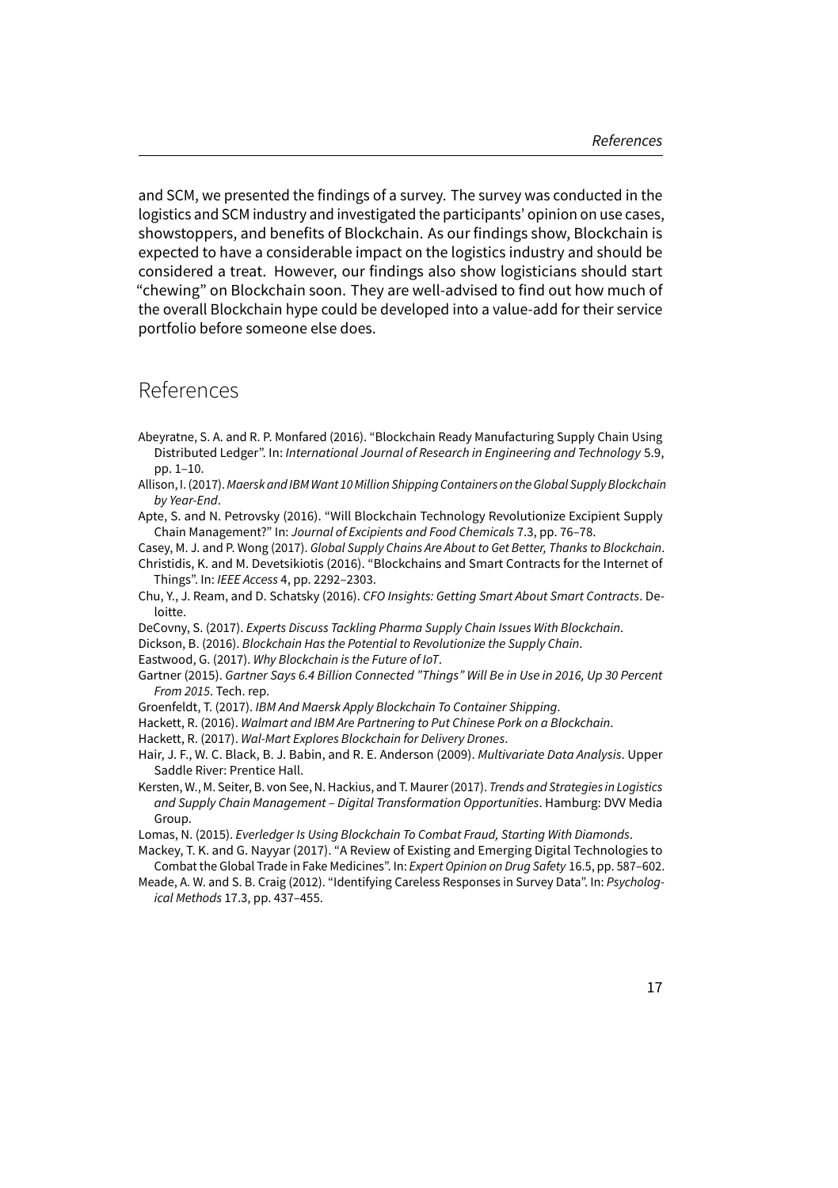and SCM, we presented the findings of a survey. The survey was conducted in the logistics and SCM industry and investigated the participants' opinion on use cases, showstoppers, and benefits of Blockchain. As our findings show, Blockchain is expected to have a considerable impact on the logistics industry and should be considered a treat. However, our findings also show logisticians should start "chewing" on Blockchain soon. They are well-advised to find out how much of the overall Blockchain hype could be developed into a value-add for their service portfolio before someone else does.

## References

Abeyratne, S. A. and R. P. Monfared (2016). "Blockchain Ready Manufacturing Supply Chain Using Distributed Ledger". In: *International Journal of Research in Engineering and Technology* 5.9, pp. 1–10.

Allison, I. (2017). *Maersk and IBM Want 10 Million Shipping Containers on the Global Supply Blockchain by Year-End*.

Apte, S. and N. Petrovsky (2016). "Will Blockchain Technology Revolutionize Excipient Supply Chain Management?" In: *Journal of Excipients and Food Chemicals* 7.3, pp. 76–78.

Casey, M. J. and P. Wong (2017). *Global Supply Chains Are About to Get Better, Thanks to Blockchain*.

Christidis, K. and M. Devetsikiotis (2016). "Blockchains and Smart Contracts for the Internet of Things". In: *IEEE Access* 4, pp. 2292–2303.

Chu, Y., J. Ream, and D. Schatsky (2016). *CFO Insights: Getting Smart About Smart Contracts*. Deloitte.

DeCovny, S. (2017). *Experts Discuss Tackling Pharma Supply Chain Issues With Blockchain*.

Dickson, B. (2016). *Blockchain Has the Potential to Revolutionize the Supply Chain*.

Eastwood, G. (2017). *Why Blockchain is the Future of IoT*.

Gartner (2015). *Gartner Says 6.4 Billion Connected "Things" Will Be in Use in 2016, Up 30 Percent From 2015*. Tech. rep.

Groenfeldt, T. (2017). *IBM And Maersk Apply Blockchain To Container Shipping*.

Hackett, R. (2016). *Walmart and IBM Are Partnering to Put Chinese Pork on a Blockchain*.

Hackett, R. (2017). *Wal-Mart Explores Blockchain for Delivery Drones*.

Hair, J. F., W. C. Black, B. J. Babin, and R. E. Anderson (2009). *Multivariate Data Analysis*. Upper Saddle River: Prentice Hall.

Kersten, W., M. Seiter, B. von See, N. Hackius, and T. Maurer (2017). *Trends and Strategies in Logistics and Supply Chain Management – Digital Transformation Opportunities*. Hamburg: DVV Media Group.

Lomas, N. (2015). *Everledger Is Using Blockchain To Combat Fraud, Starting With Diamonds*.

Mackey, T. K. and G. Nayyar (2017). "A Review of Existing and Emerging Digital Technologies to Combat the Global Trade in Fake Medicines". In: *Expert Opinion on Drug Safety* 16.5, pp. 587–602.

Meade, A. W. and S. B. Craig (2012). "Identifying Careless Responses in Survey Data". In: *Psychological Methods* 17.3, pp. 437–455.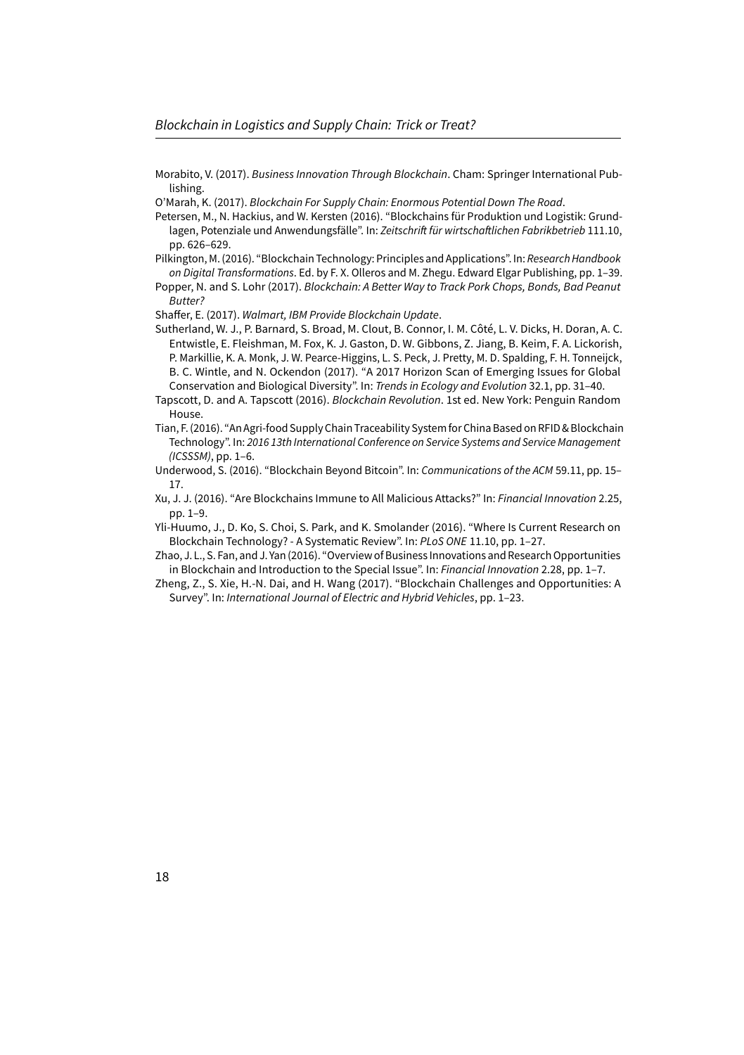Morabito, V. (2017). *Business Innovation Through Blockchain*. Cham: Springer International Publishing.

O'Marah, K. (2017). *Blockchain For Supply Chain: Enormous Potential Down The Road*.

Petersen, M., N. Hackius, and W. Kersten (2016). "Blockchains für Produktion und Logistik: Grundlagen, Potenziale und Anwendungsfälle". In: *Zeitschrift für wirtschaftlichen Fabrikbetrieb* 111.10, pp. 626–629.

Pilkington, M. (2016). "Blockchain Technology: Principles and Applications". In: *Research Handbook on Digital Transformations*. Ed. by F. X. Olleros and M. Zhegu. Edward Elgar Publishing, pp. 1–39.

Popper, N. and S. Lohr (2017). *Blockchain: A Better Way to Track Pork Chops, Bonds, Bad Peanut Butter?*

Shaffer, E. (2017). *Walmart, IBM Provide Blockchain Update*.

Sutherland, W. J., P. Barnard, S. Broad, M. Clout, B. Connor, I. M. Côté, L. V. Dicks, H. Doran, A. C. Entwistle, E. Fleishman, M. Fox, K. J. Gaston, D. W. Gibbons, Z. Jiang, B. Keim, F. A. Lickorish, P. Markillie, K. A. Monk, J. W. Pearce-Higgins, L. S. Peck, J. Pretty, M. D. Spalding, F. H. Tonneijck, B. C. Wintle, and N. Ockendon (2017). "A 2017 Horizon Scan of Emerging Issues for Global Conservation and Biological Diversity". In: *Trends in Ecology and Evolution* 32.1, pp. 31–40.

Tapscott, D. and A. Tapscott (2016). *Blockchain Revolution*. 1st ed. New York: Penguin Random House.

Tian, F. (2016). "An Agri-food Supply Chain Traceability System for China Based on RFID & Blockchain Technology". In: *2016 13th International Conference on Service Systems and Service Management (ICSSSM)*, pp. 1–6.

Underwood, S. (2016). "Blockchain Beyond Bitcoin". In: *Communications of the ACM* 59.11, pp. 15–17.

Xu, J. J. (2016). "Are Blockchains Immune to All Malicious Attacks?" In: *Financial Innovation* 2.25, pp. 1–9.

Yli-Huumo, J., D. Ko, S. Choi, S. Park, and K. Smolander (2016). "Where Is Current Research on Blockchain Technology? - A Systematic Review". In: *PLoS ONE* 11.10, pp. 1–27.

Zhao, J. L., S. Fan, and J. Yan (2016). "Overview of Business Innovations and Research Opportunities in Blockchain and Introduction to the Special Issue". In: *Financial Innovation* 2.28, pp. 1–7.

Zheng, Z., S. Xie, H.-N. Dai, and H. Wang (2017). "Blockchain Challenges and Opportunities: A Survey". In: *International Journal of Electric and Hybrid Vehicles*, pp. 1–23.